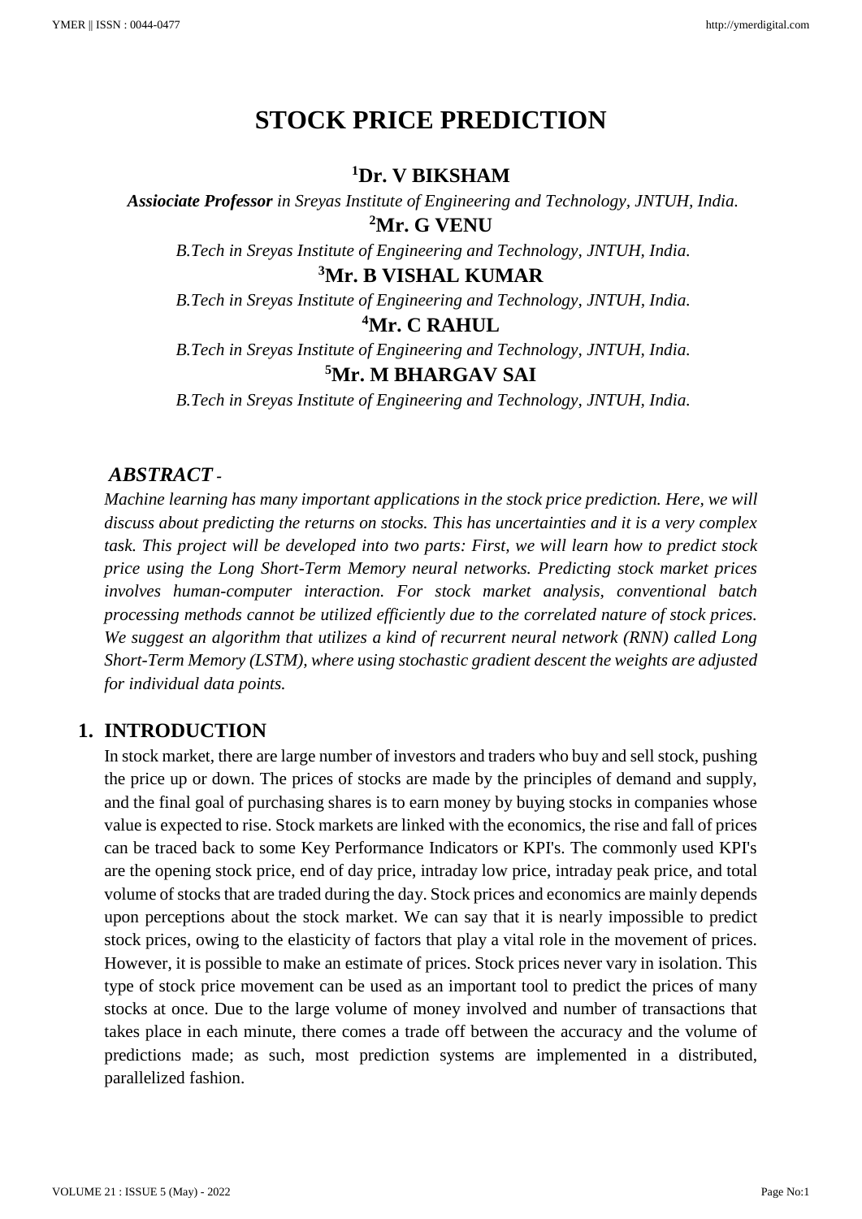# STOCK PRICE PREDICTION

**[1]Dr. V BIKSHAM**

***Assiociate Professor*** *in Sreyas Institute of Engineering and Technology, JNTUH, India.*

**[2]Mr. G VENU**

*B.Tech in Sreyas Institute of Engineering and Technology, JNTUH, India.*

**[3]Mr. B VISHAL KUMAR**

*B.Tech in Sreyas Institute of Engineering and Technology, JNTUH, India.*

**[4]Mr. C RAHUL**

*B.Tech in Sreyas Institute of Engineering and Technology, JNTUH, India.*

**[5]Mr. M BHARGAV SAI**

*B.Tech in Sreyas Institute of Engineering and Technology, JNTUH, India.*

***ABSTRACT -***

*Machine learning has many important applications in the stock price prediction. Here, we will discuss about predicting the returns on stocks. This has uncertainties and it is a very complex task. This project will be developed into two parts: First, we will learn how to predict stock price using the Long Short-Term Memory neural networks. Predicting stock market prices involves human-computer interaction. For stock market analysis, conventional batch processing methods cannot be utilized efficiently due to the correlated nature of stock prices. We suggest an algorithm that utilizes a kind of recurrent neural network (RNN) called Long Short-Term Memory (LSTM), where using stochastic gradient descent the weights are adjusted for individual data points.*

## 1. INTRODUCTION

In stock market, there are large number of investors and traders who buy and sell stock, pushing the price up or down. The prices of stocks are made by the principles of demand and supply, and the final goal of purchasing shares is to earn money by buying stocks in companies whose value is expected to rise. Stock markets are linked with the economics, the rise and fall of prices can be traced back to some Key Performance Indicators or KPI's. The commonly used KPI's are the opening stock price, end of day price, intraday low price, intraday peak price, and total volume of stocks that are traded during the day. Stock prices and economics are mainly depends upon perceptions about the stock market. We can say that it is nearly impossible to predict stock prices, owing to the elasticity of factors that play a vital role in the movement of prices. However, it is possible to make an estimate of prices. Stock prices never vary in isolation. This type of stock price movement can be used as an important tool to predict the prices of many stocks at once. Due to the large volume of money involved and number of transactions that takes place in each minute, there comes a trade off between the accuracy and the volume of predictions made; as such, most prediction systems are implemented in a distributed, parallelized fashion.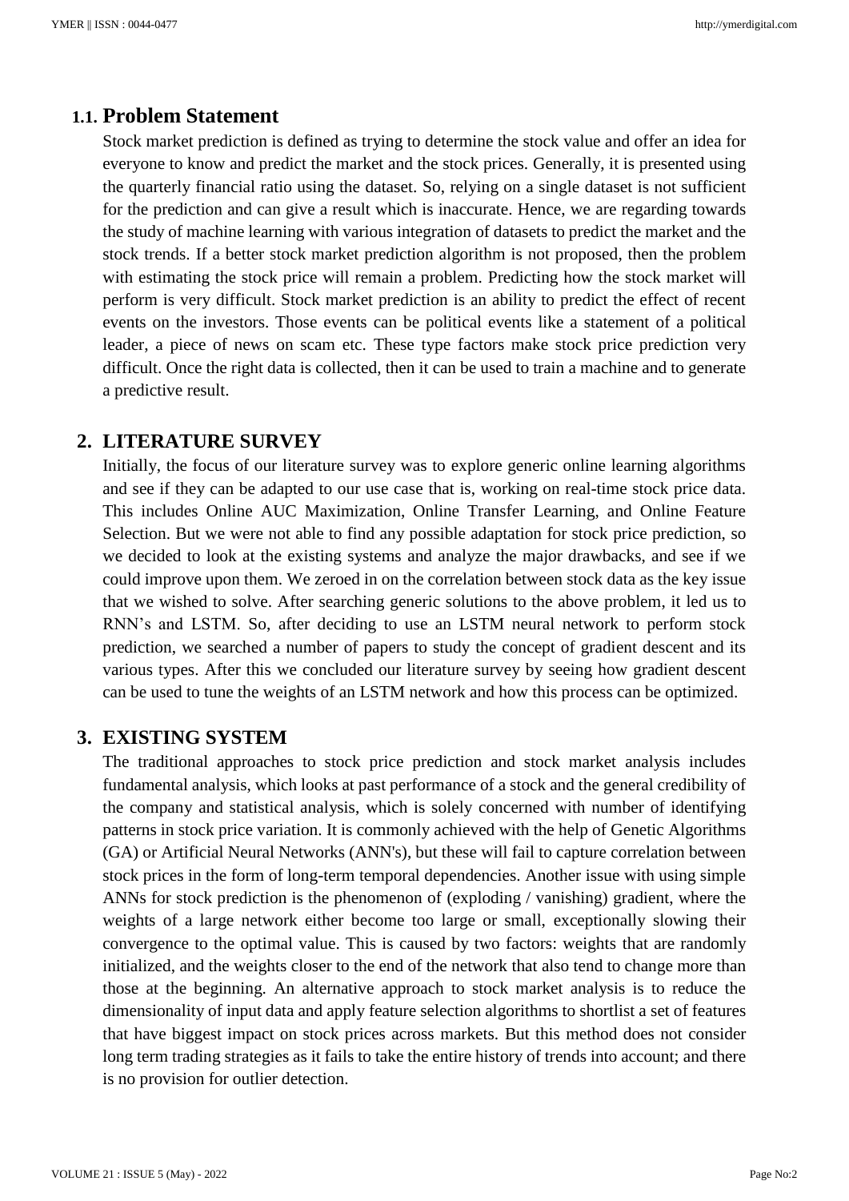### 1.1. Problem Statement

Stock market prediction is defined as trying to determine the stock value and offer an idea for everyone to know and predict the market and the stock prices. Generally, it is presented using the quarterly financial ratio using the dataset. So, relying on a single dataset is not sufficient for the prediction and can give a result which is inaccurate. Hence, we are regarding towards the study of machine learning with various integration of datasets to predict the market and the stock trends. If a better stock market prediction algorithm is not proposed, then the problem with estimating the stock price will remain a problem. Predicting how the stock market will perform is very difficult. Stock market prediction is an ability to predict the effect of recent events on the investors. Those events can be political events like a statement of a political leader, a piece of news on scam etc. These type factors make stock price prediction very difficult. Once the right data is collected, then it can be used to train a machine and to generate a predictive result.

## 2. LITERATURE SURVEY

Initially, the focus of our literature survey was to explore generic online learning algorithms and see if they can be adapted to our use case that is, working on real-time stock price data. This includes Online AUC Maximization, Online Transfer Learning, and Online Feature Selection. But we were not able to find any possible adaptation for stock price prediction, so we decided to look at the existing systems and analyze the major drawbacks, and see if we could improve upon them. We zeroed in on the correlation between stock data as the key issue that we wished to solve. After searching generic solutions to the above problem, it led us to RNN's and LSTM. So, after deciding to use an LSTM neural network to perform stock prediction, we searched a number of papers to study the concept of gradient descent and its various types. After this we concluded our literature survey by seeing how gradient descent can be used to tune the weights of an LSTM network and how this process can be optimized.

## 3. EXISTING SYSTEM

The traditional approaches to stock price prediction and stock market analysis includes fundamental analysis, which looks at past performance of a stock and the general credibility of the company and statistical analysis, which is solely concerned with number of identifying patterns in stock price variation. It is commonly achieved with the help of Genetic Algorithms (GA) or Artificial Neural Networks (ANN's), but these will fail to capture correlation between stock prices in the form of long-term temporal dependencies. Another issue with using simple ANNs for stock prediction is the phenomenon of (exploding / vanishing) gradient, where the weights of a large network either become too large or small, exceptionally slowing their convergence to the optimal value. This is caused by two factors: weights that are randomly initialized, and the weights closer to the end of the network that also tend to change more than those at the beginning. An alternative approach to stock market analysis is to reduce the dimensionality of input data and apply feature selection algorithms to shortlist a set of features that have biggest impact on stock prices across markets. But this method does not consider long term trading strategies as it fails to take the entire history of trends into account; and there is no provision for outlier detection.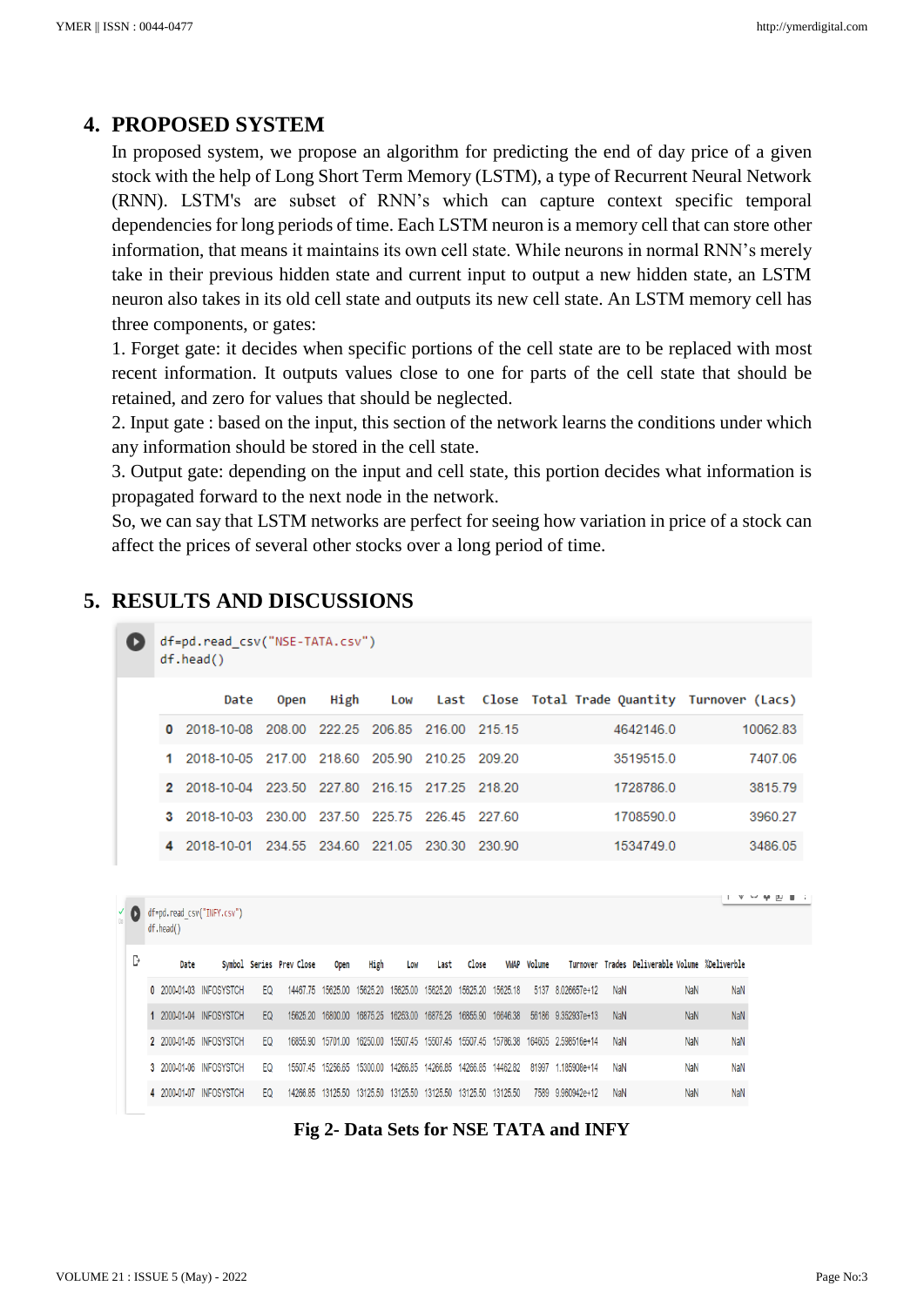## 4. PROPOSED SYSTEM

In proposed system, we propose an algorithm for predicting the end of day price of a given stock with the help of Long Short Term Memory (LSTM), a type of Recurrent Neural Network (RNN). LSTM's are subset of RNN's which can capture context specific temporal dependencies for long periods of time. Each LSTM neuron is a memory cell that can store other information, that means it maintains its own cell state. While neurons in normal RNN's merely take in their previous hidden state and current input to output a new hidden state, an LSTM neuron also takes in its old cell state and outputs its new cell state. An LSTM memory cell has three components, or gates:

1. Forget gate: it decides when specific portions of the cell state are to be replaced with most recent information. It outputs values close to one for parts of the cell state that should be retained, and zero for values that should be neglected.
2. Input gate : based on the input, this section of the network learns the conditions under which any information should be stored in the cell state.
3. Output gate: depending on the input and cell state, this portion decides what information is propagated forward to the next node in the network.

So, we can say that LSTM networks are perfect for seeing how variation in price of a stock can affect the prices of several other stocks over a long period of time.

## 5. RESULTS AND DISCUSSIONS

```
df=pd.read_csv("NSE-TATA.csv")
df.head()
```

| | Date | Open | High | Low | Last | Close | Total Trade Quantity | Turnover (Lacs) |
|---|---|---|---|---|---|---|---|---|
| 0 | 2018-10-08 | 208.00 | 222.25 | 206.85 | 216.00 | 215.15 | 4642146.0 | 10062.83 |
| 1 | 2018-10-05 | 217.00 | 218.60 | 205.90 | 210.25 | 209.20 | 3519515.0 | 7407.06 |
| 2 | 2018-10-04 | 223.50 | 227.80 | 216.15 | 217.25 | 218.20 | 1728786.0 | 3815.79 |
| 3 | 2018-10-03 | 230.00 | 237.50 | 225.75 | 226.45 | 227.60 | 1708590.0 | 3960.27 |
| 4 | 2018-10-01 | 234.55 | 234.60 | 221.05 | 230.30 | 230.90 | 1534749.0 | 3486.05 |

```
df=pd.read_csv("INFY.csv")
df.head()
```

| | Date | Symbol | Series | Prev Close | Open | High | Low | Last | Close | VWAP | Volume | Turnover | Trades | Deliverable Volume | %Deliverble |
|---|---|---|---|---|---|---|---|---|---|---|---|---|---|---|---|
| 0 | 2000-01-03 | INFOSYSTCH | EQ | 14467.75 | 15625.00 | 15625.20 | 15625.00 | 15625.20 | 15625.20 | 15625.18 | 5137 | 8.026657e+12 | NaN | NaN | NaN |
| 1 | 2000-01-04 | INFOSYSTCH | EQ | 15625.20 | 16800.00 | 16875.25 | 16253.00 | 16875.25 | 16855.90 | 16646.38 | 56186 | 9.352937e+13 | NaN | NaN | NaN |
| 2 | 2000-01-05 | INFOSYSTCH | EQ | 16855.90 | 15701.00 | 16250.00 | 15507.45 | 15507.45 | 15507.45 | 15786.38 | 164605 | 2.598516e+14 | NaN | NaN | NaN |
| 3 | 2000-01-06 | INFOSYSTCH | EQ | 15507.45 | 15256.65 | 15300.00 | 14266.85 | 14266.85 | 14266.85 | 14462.82 | 81997 | 1.185908e+14 | NaN | NaN | NaN |
| 4 | 2000-01-07 | INFOSYSTCH | EQ | 14266.85 | 13125.50 | 13125.50 | 13125.50 | 13125.50 | 13125.50 | 13125.50 | 7589 | 9.960942e+12 | NaN | NaN | NaN |

**Fig 2- Data Sets for NSE TATA and INFY**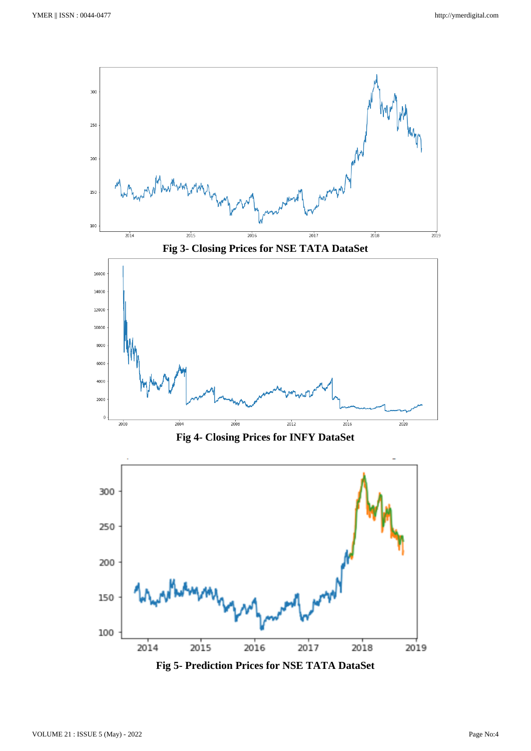Fig 3- Closing Prices for NSE TATA DataSet

Fig 4- Closing Prices for INFY DataSet

Fig 5- Prediction Prices for NSE TATA DataSet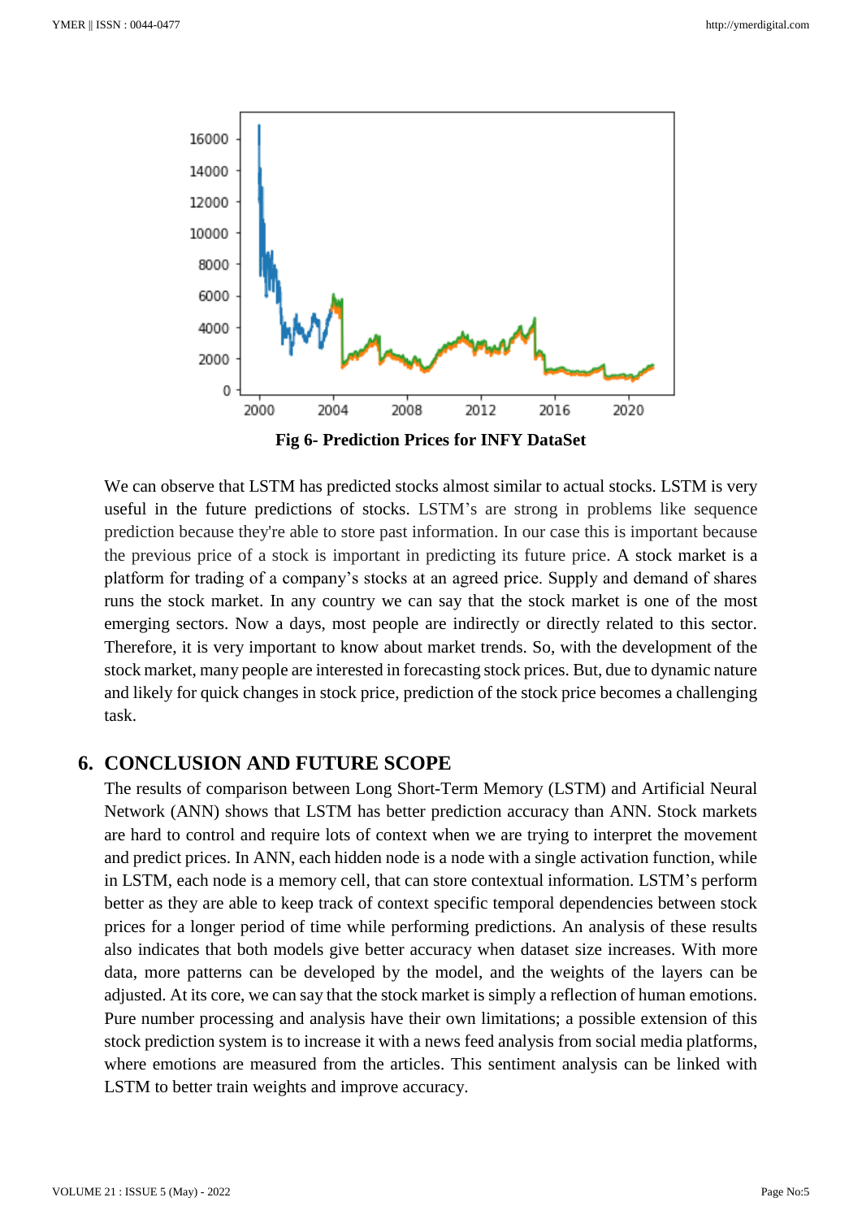**Fig 6- Prediction Prices for INFY DataSet**

We can observe that LSTM has predicted stocks almost similar to actual stocks. LSTM is very useful in the future predictions of stocks. LSTM's are strong in problems like sequence prediction because they're able to store past information. In our case this is important because the previous price of a stock is important in predicting its future price. A stock market is a platform for trading of a company's stocks at an agreed price. Supply and demand of shares runs the stock market. In any country we can say that the stock market is one of the most emerging sectors. Now a days, most people are indirectly or directly related to this sector. Therefore, it is very important to know about market trends. So, with the development of the stock market, many people are interested in forecasting stock prices. But, due to dynamic nature and likely for quick changes in stock price, prediction of the stock price becomes a challenging task.

## 6. CONCLUSION AND FUTURE SCOPE

The results of comparison between Long Short-Term Memory (LSTM) and Artificial Neural Network (ANN) shows that LSTM has better prediction accuracy than ANN. Stock markets are hard to control and require lots of context when we are trying to interpret the movement and predict prices. In ANN, each hidden node is a node with a single activation function, while in LSTM, each node is a memory cell, that can store contextual information. LSTM's perform better as they are able to keep track of context specific temporal dependencies between stock prices for a longer period of time while performing predictions. An analysis of these results also indicates that both models give better accuracy when dataset size increases. With more data, more patterns can be developed by the model, and the weights of the layers can be adjusted. At its core, we can say that the stock market is simply a reflection of human emotions. Pure number processing and analysis have their own limitations; a possible extension of this stock prediction system is to increase it with a news feed analysis from social media platforms, where emotions are measured from the articles. This sentiment analysis can be linked with LSTM to better train weights and improve accuracy.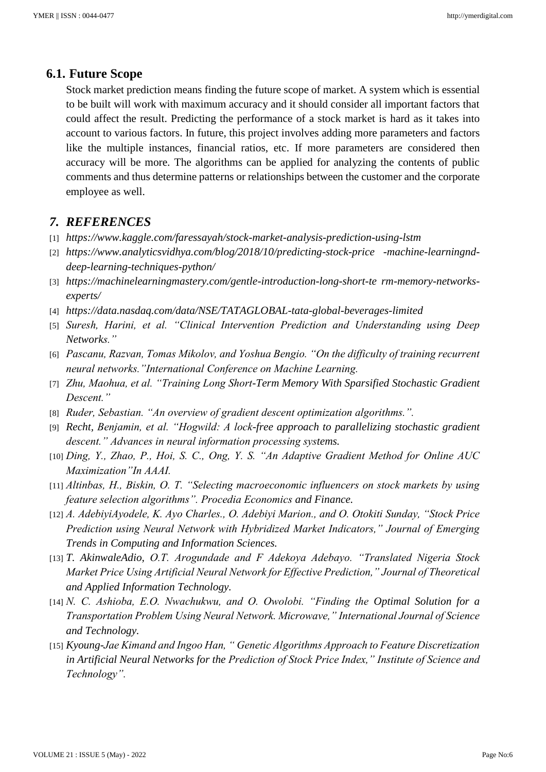## 6.1. Future Scope

Stock market prediction means finding the future scope of market. A system which is essential to be built will work with maximum accuracy and it should consider all important factors that could affect the result. Predicting the performance of a stock market is hard as it takes into account to various factors. In future, this project involves adding more parameters and factors like the multiple instances, financial ratios, etc. If more parameters are considered then accuracy will be more. The algorithms can be applied for analyzing the contents of public comments and thus determine patterns or relationships between the customer and the corporate employee as well.

# *7. REFERENCES*

[1] *https://www.kaggle.com/faressayah/stock-market-analysis-prediction-using-lstm*

[2] *https://www.analyticsvidhya.com/blog/2018/10/predicting-stock-price -machine-learningnd-deep-learning-techniques-python/*

[3] *https://machinelearningmastery.com/gentle-introduction-long-short-te rm-memory-networks-experts/*

[4] *https://data.nasdaq.com/data/NSE/TATAGLOBAL-tata-global-beverages-limited*

[5] *Suresh, Harini, et al. "Clinical Intervention Prediction and Understanding using Deep Networks."*

[6] *Pascanu, Razvan, Tomas Mikolov, and Yoshua Bengio. "On the difficulty of training recurrent neural networks."International Conference on Machine Learning.*

[7] *Zhu, Maohua, et al. "Training Long Short-Term Memory With Sparsified Stochastic Gradient Descent."*

[8] *Ruder, Sebastian. "An overview of gradient descent optimization algorithms.".*

[9] *Recht, Benjamin, et al. "Hogwild: A lock-free approach to parallelizing stochastic gradient descent." Advances in neural information processing systems.*

[10] *Ding, Y., Zhao, P., Hoi, S. C., Ong, Y. S. "An Adaptive Gradient Method for Online AUC Maximization"In AAAI.*

[11] *Altinbas, H., Biskin, O. T. "Selecting macroeconomic influencers on stock markets by using feature selection algorithms". Procedia Economics and Finance.*

[12] *A. AdebiyiAyodele, K. Ayo Charles., O. Adebiyi Marion., and O. Otokiti Sunday, "Stock Price Prediction using Neural Network with Hybridized Market Indicators," Journal of Emerging Trends in Computing and Information Sciences.*

[13] *T. AkinwaleAdio, O.T. Arogundade and F Adekoya Adebayo. "Translated Nigeria Stock Market Price Using Artificial Neural Network for Effective Prediction," Journal of Theoretical and Applied Information Technology.*

[14] *N. C. Ashioba, E.O. Nwachukwu, and O. Owolobi. "Finding the Optimal Solution for a Transportation Problem Using Neural Network. Microwave," International Journal of Science and Technology.*

[15] *Kyoung-Jae Kimand and Ingoo Han, " Genetic Algorithms Approach to Feature Discretization in Artificial Neural Networks for the Prediction of Stock Price Index," Institute of Science and Technology".*